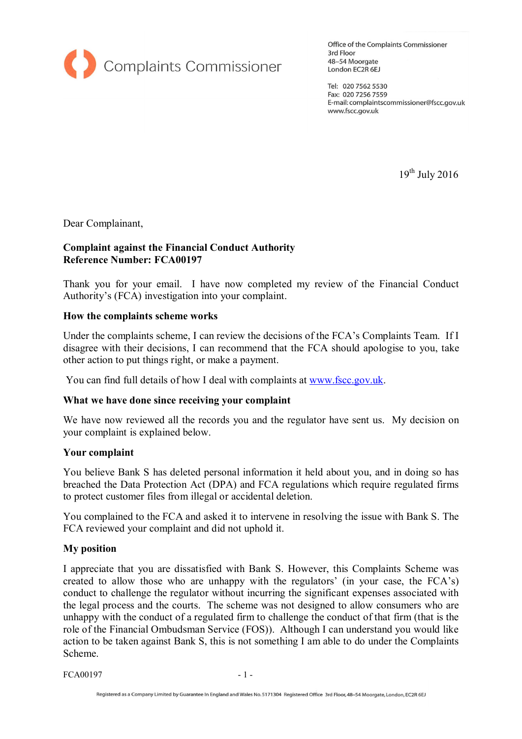Complaints Commissioner

Office of the Complaints Commissioner
3rd Floor
48–54 Moorgate
London EC2R 6EJ

Tel: 020 7562 5530
Fax: 020 7256 7559
E-mail: complaintscommissioner@fscc.gov.uk
www.fscc.gov.uk

19th July 2016

Dear Complainant,

**Complaint against the Financial Conduct Authority**
**Reference Number: FCA00197**

Thank you for your email. I have now completed my review of the Financial Conduct Authority's (FCA) investigation into your complaint.

**How the complaints scheme works**

Under the complaints scheme, I can review the decisions of the FCA's Complaints Team. If I disagree with their decisions, I can recommend that the FCA should apologise to you, take other action to put things right, or make a payment.

You can find full details of how I deal with complaints at [www.fscc.gov.uk](www.fscc.gov.uk).

**What we have done since receiving your complaint**

We have now reviewed all the records you and the regulator have sent us. My decision on your complaint is explained below.

**Your complaint**

You believe Bank S has deleted personal information it held about you, and in doing so has breached the Data Protection Act (DPA) and FCA regulations which require regulated firms to protect customer files from illegal or accidental deletion.

You complained to the FCA and asked it to intervene in resolving the issue with Bank S. The FCA reviewed your complaint and did not uphold it.

**My position**

I appreciate that you are dissatisfied with Bank S. However, this Complaints Scheme was created to allow those who are unhappy with the regulators' (in your case, the FCA's) conduct to challenge the regulator without incurring the significant expenses associated with the legal process and the courts. The scheme was not designed to allow consumers who are unhappy with the conduct of a regulated firm to challenge the conduct of that firm (that is the role of the Financial Ombudsman Service (FOS)). Although I can understand you would like action to be taken against Bank S, this is not something I am able to do under the Complaints Scheme.

Registered as a Company Limited by Guarantee In England and Wales No. 5171304 Registered Office 3rd Floor, 48–54 Moorgate, London, EC2R 6EJ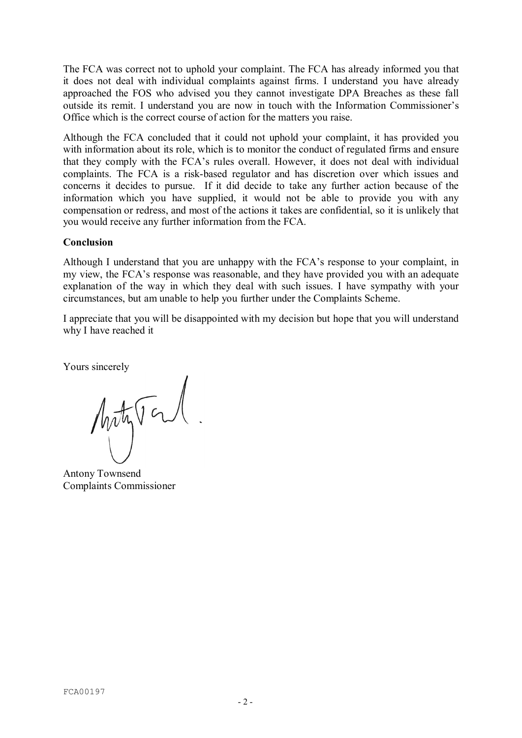The FCA was correct not to uphold your complaint. The FCA has already informed you that it does not deal with individual complaints against firms. I understand you have already approached the FOS who advised you they cannot investigate DPA Breaches as these fall outside its remit. I understand you are now in touch with the Information Commissioner's Office which is the correct course of action for the matters you raise.

Although the FCA concluded that it could not uphold your complaint, it has provided you with information about its role, which is to monitor the conduct of regulated firms and ensure that they comply with the FCA's rules overall. However, it does not deal with individual complaints. The FCA is a risk-based regulator and has discretion over which issues and concerns it decides to pursue. If it did decide to take any further action because of the information which you have supplied, it would not be able to provide you with any compensation or redress, and most of the actions it takes are confidential, so it is unlikely that you would receive any further information from the FCA.

**Conclusion**

Although I understand that you are unhappy with the FCA's response to your complaint, in my view, the FCA's response was reasonable, and they have provided you with an adequate explanation of the way in which they deal with such issues. I have sympathy with your circumstances, but am unable to help you further under the Complaints Scheme.

I appreciate that you will be disappointed with my decision but hope that you will understand why I have reached it

Yours sincerely

Antony Townsend
Complaints Commissioner

FCA00197